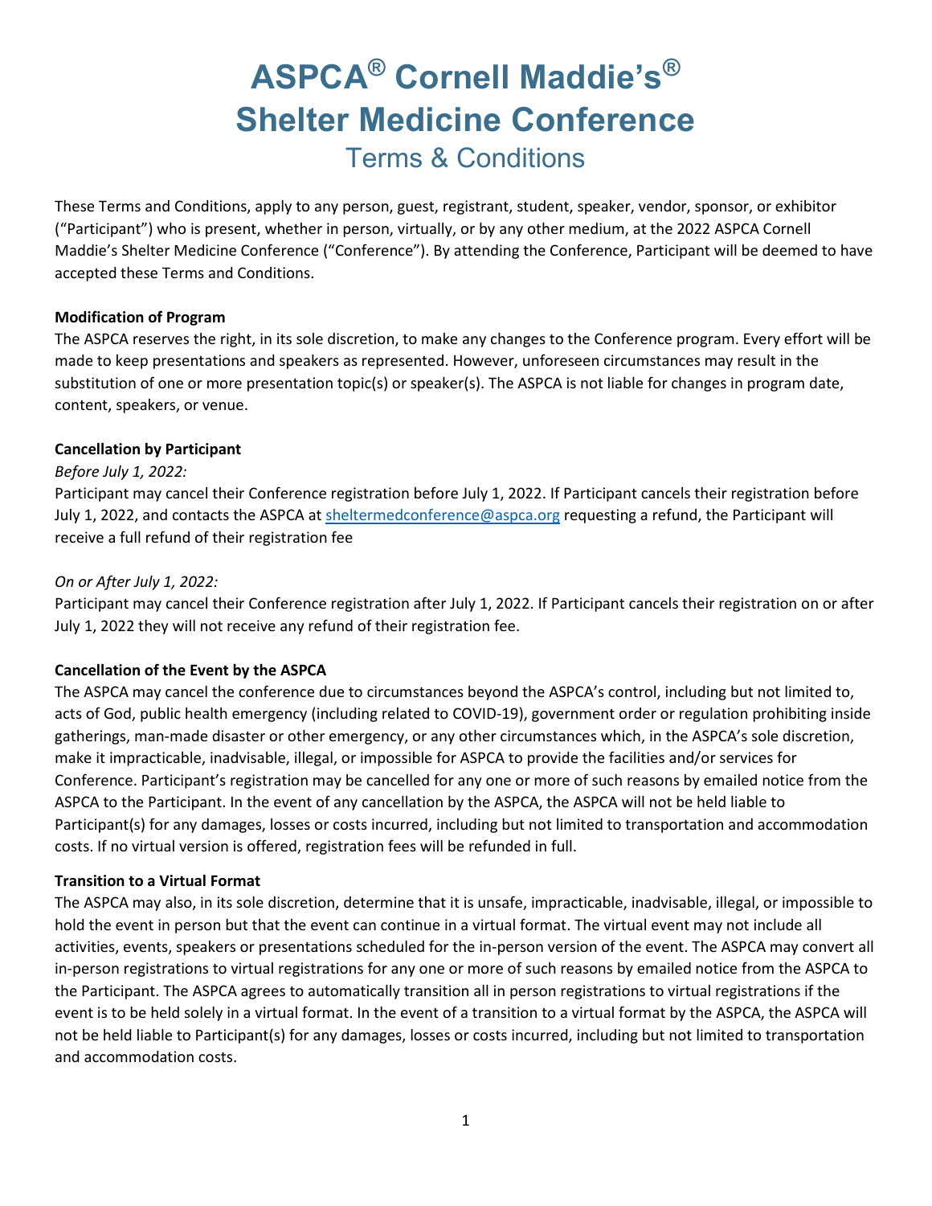# ASPCA® Cornell Maddie's® Shelter Medicine Conference

## Terms & Conditions

These Terms and Conditions, apply to any person, guest, registrant, student, speaker, vendor, sponsor, or exhibitor ("Participant") who is present, whether in person, virtually, or by any other medium, at the 2022 ASPCA Cornell Maddie's Shelter Medicine Conference ("Conference"). By attending the Conference, Participant will be deemed to have accepted these Terms and Conditions.

**Modification of Program**

The ASPCA reserves the right, in its sole discretion, to make any changes to the Conference program. Every effort will be made to keep presentations and speakers as represented. However, unforeseen circumstances may result in the substitution of one or more presentation topic(s) or speaker(s). The ASPCA is not liable for changes in program date, content, speakers, or venue.

**Cancellation by Participant**

*Before July 1, 2022:*

Participant may cancel their Conference registration before July 1, 2022. If Participant cancels their registration before July 1, 2022, and contacts the ASPCA at sheltermedconference@aspca.org requesting a refund, the Participant will receive a full refund of their registration fee

*On or After July 1, 2022:*

Participant may cancel their Conference registration after July 1, 2022. If Participant cancels their registration on or after July 1, 2022 they will not receive any refund of their registration fee.

**Cancellation of the Event by the ASPCA**

The ASPCA may cancel the conference due to circumstances beyond the ASPCA's control, including but not limited to, acts of God, public health emergency (including related to COVID-19), government order or regulation prohibiting inside gatherings, man-made disaster or other emergency, or any other circumstances which, in the ASPCA's sole discretion, make it impracticable, inadvisable, illegal, or impossible for ASPCA to provide the facilities and/or services for Conference. Participant's registration may be cancelled for any one or more of such reasons by emailed notice from the ASPCA to the Participant. In the event of any cancellation by the ASPCA, the ASPCA will not be held liable to Participant(s) for any damages, losses or costs incurred, including but not limited to transportation and accommodation costs. If no virtual version is offered, registration fees will be refunded in full.

**Transition to a Virtual Format**

The ASPCA may also, in its sole discretion, determine that it is unsafe, impracticable, inadvisable, illegal, or impossible to hold the event in person but that the event can continue in a virtual format. The virtual event may not include all activities, events, speakers or presentations scheduled for the in-person version of the event. The ASPCA may convert all in-person registrations to virtual registrations for any one or more of such reasons by emailed notice from the ASPCA to the Participant. The ASPCA agrees to automatically transition all in person registrations to virtual registrations if the event is to be held solely in a virtual format. In the event of a transition to a virtual format by the ASPCA, the ASPCA will not be held liable to Participant(s) for any damages, losses or costs incurred, including but not limited to transportation and accommodation costs.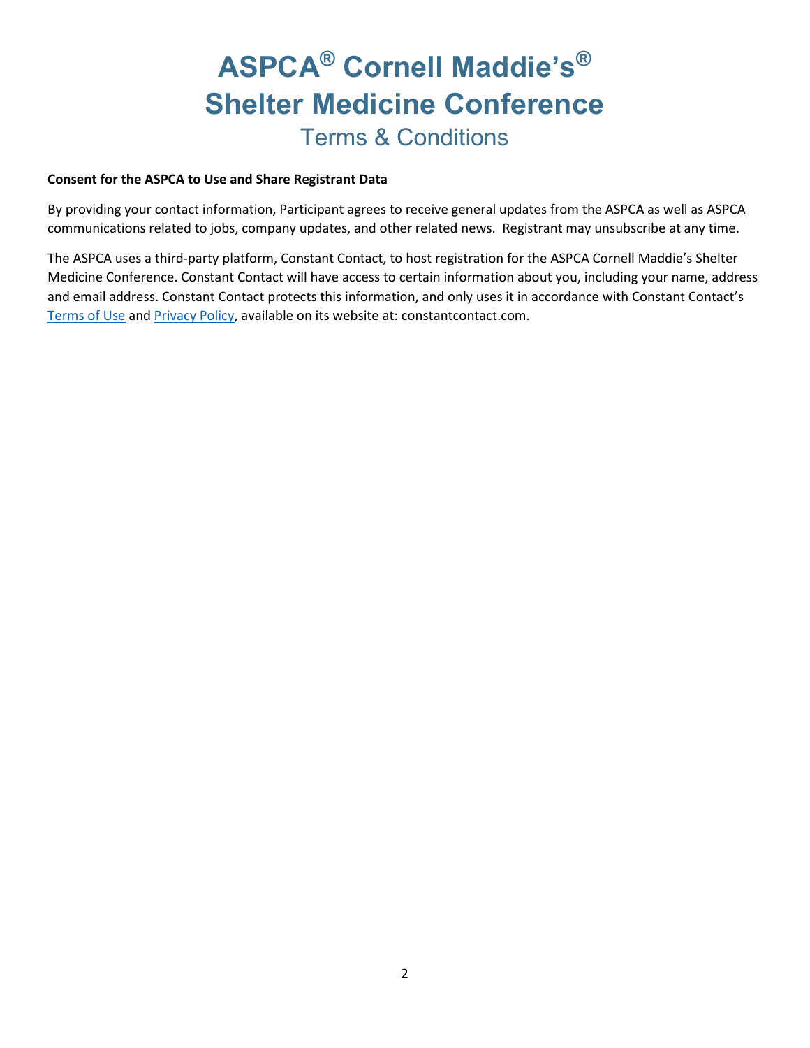# ASPCA® Cornell Maddie's® Shelter Medicine Conference

## Terms & Conditions

**Consent for the ASPCA to Use and Share Registrant Data**

By providing your contact information, Participant agrees to receive general updates from the ASPCA as well as ASPCA communications related to jobs, company updates, and other related news. Registrant may unsubscribe at any time.

The ASPCA uses a third-party platform, Constant Contact, to host registration for the ASPCA Cornell Maddie's Shelter Medicine Conference. Constant Contact will have access to certain information about you, including your name, address and email address. Constant Contact protects this information, and only uses it in accordance with Constant Contact's Terms of Use and Privacy Policy, available on its website at: constantcontact.com.